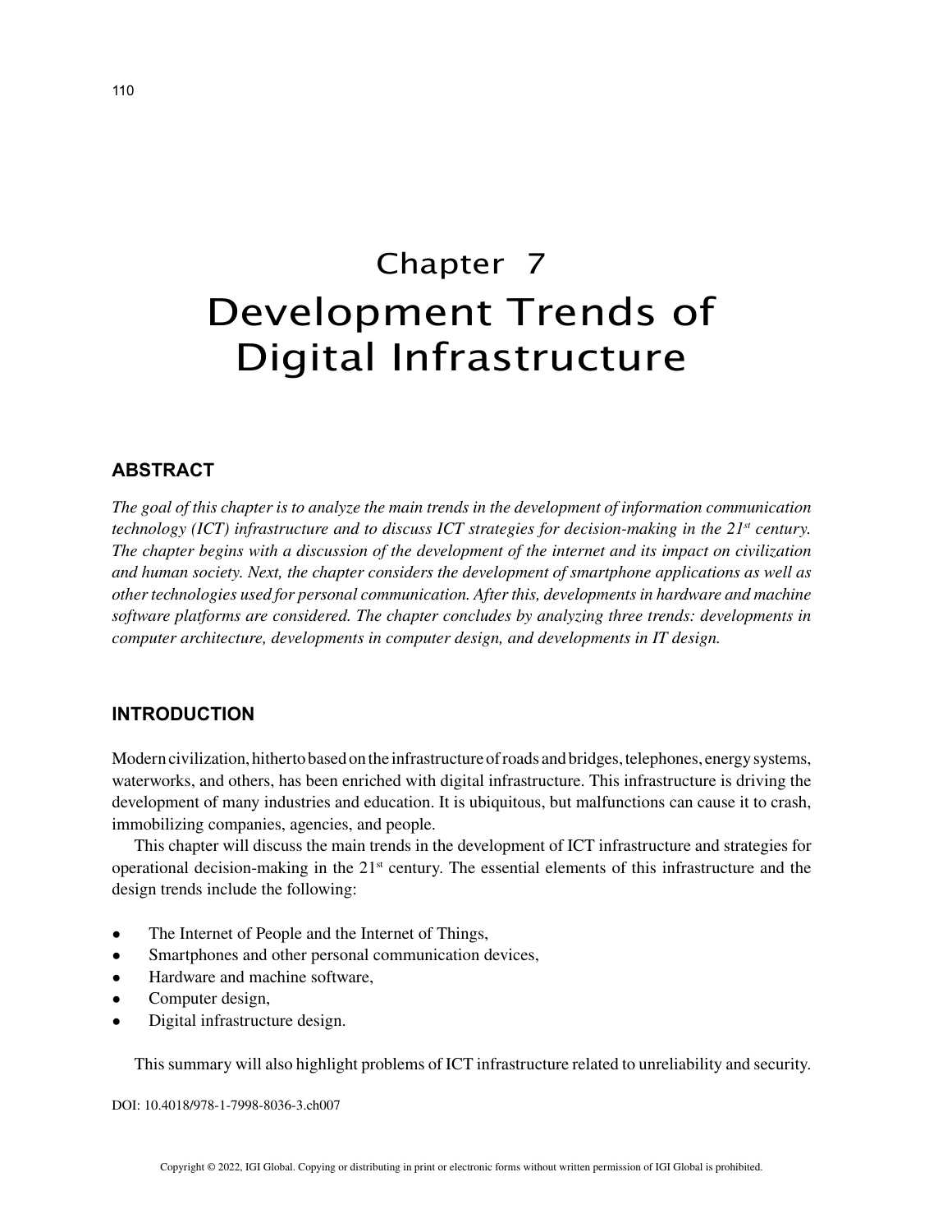# Chapter 7
# Development Trends of Digital Infrastructure

## ABSTRACT

*The goal of this chapter is to analyze the main trends in the development of information communication technology (ICT) infrastructure and to discuss ICT strategies for decision-making in the 21st century. The chapter begins with a discussion of the development of the internet and its impact on civilization and human society. Next, the chapter considers the development of smartphone applications as well as other technologies used for personal communication. After this, developments in hardware and machine software platforms are considered. The chapter concludes by analyzing three trends: developments in computer architecture, developments in computer design, and developments in IT design.*

## INTRODUCTION

Modern civilization, hitherto based on the infrastructure of roads and bridges, telephones, energy systems, waterworks, and others, has been enriched with digital infrastructure. This infrastructure is driving the development of many industries and education. It is ubiquitous, but malfunctions can cause it to crash, immobilizing companies, agencies, and people.

This chapter will discuss the main trends in the development of ICT infrastructure and strategies for operational decision-making in the 21st century. The essential elements of this infrastructure and the design trends include the following:

- The Internet of People and the Internet of Things,
- Smartphones and other personal communication devices,
- Hardware and machine software,
- Computer design,
- Digital infrastructure design.

This summary will also highlight problems of ICT infrastructure related to unreliability and security.

DOI: 10.4018/978-1-7998-8036-3.ch007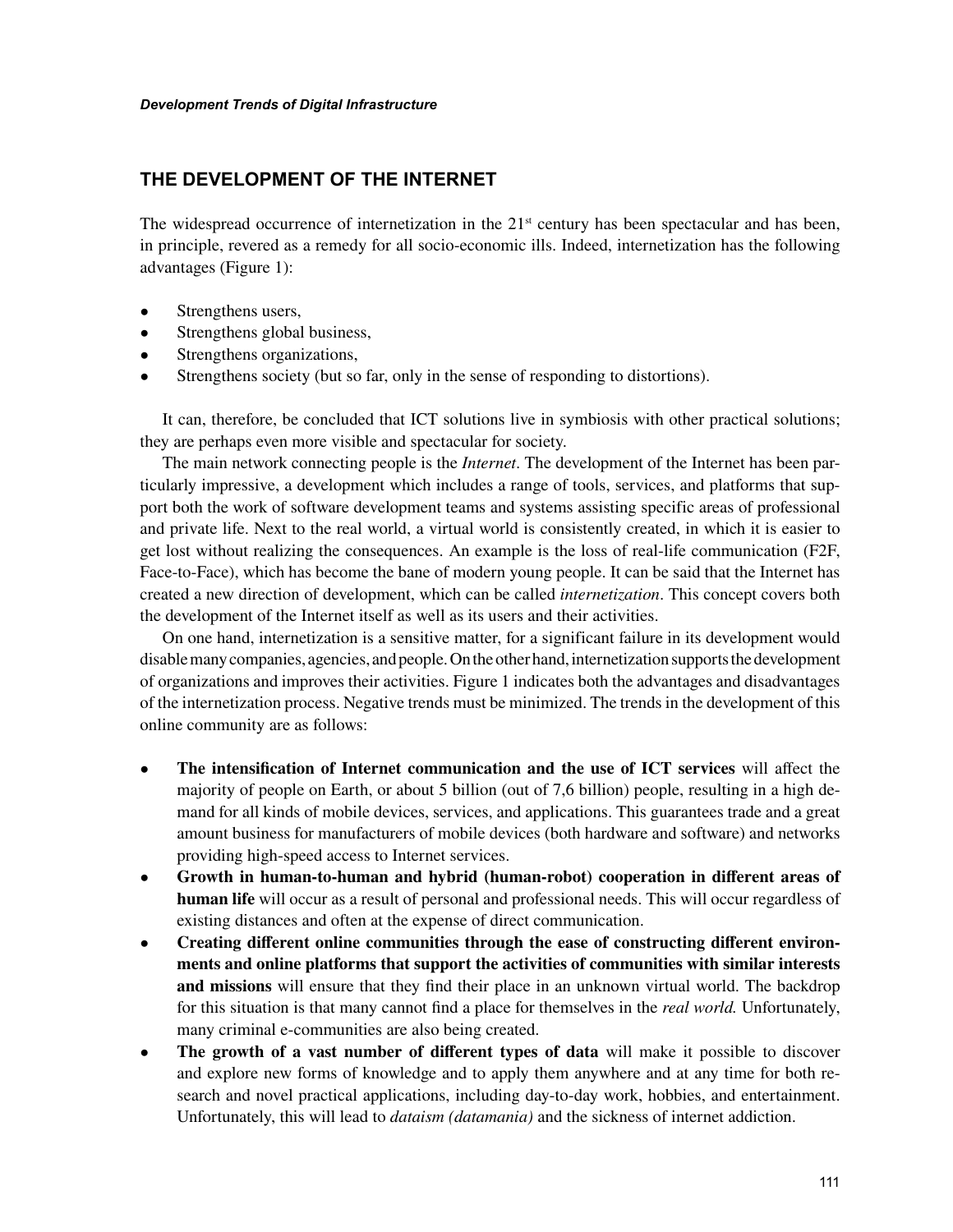## THE DEVELOPMENT OF THE INTERNET

The widespread occurrence of internetization in the 21st century has been spectacular and has been, in principle, revered as a remedy for all socio-economic ills. Indeed, internetization has the following advantages (Figure 1):

- Strengthens users,
- Strengthens global business,
- Strengthens organizations,
- Strengthens society (but so far, only in the sense of responding to distortions).

It can, therefore, be concluded that ICT solutions live in symbiosis with other practical solutions; they are perhaps even more visible and spectacular for society.

The main network connecting people is the *Internet*. The development of the Internet has been particularly impressive, a development which includes a range of tools, services, and platforms that support both the work of software development teams and systems assisting specific areas of professional and private life. Next to the real world, a virtual world is consistently created, in which it is easier to get lost without realizing the consequences. An example is the loss of real-life communication (F2F, Face-to-Face), which has become the bane of modern young people. It can be said that the Internet has created a new direction of development, which can be called *internetization*. This concept covers both the development of the Internet itself as well as its users and their activities.

On one hand, internetization is a sensitive matter, for a significant failure in its development would disable many companies, agencies, and people. On the other hand, internetization supports the development of organizations and improves their activities. Figure 1 indicates both the advantages and disadvantages of the internetization process. Negative trends must be minimized. The trends in the development of this online community are as follows:

- **The intensification of Internet communication and the use of ICT services** will affect the majority of people on Earth, or about 5 billion (out of 7,6 billion) people, resulting in a high demand for all kinds of mobile devices, services, and applications. This guarantees trade and a great amount business for manufacturers of mobile devices (both hardware and software) and networks providing high-speed access to Internet services.
- **Growth in human-to-human and hybrid (human-robot) cooperation in different areas of human life** will occur as a result of personal and professional needs. This will occur regardless of existing distances and often at the expense of direct communication.
- **Creating different online communities through the ease of constructing different environments and online platforms that support the activities of communities with similar interests and missions** will ensure that they find their place in an unknown virtual world. The backdrop for this situation is that many cannot find a place for themselves in the *real world.* Unfortunately, many criminal e-communities are also being created.
- **The growth of a vast number of different types of data** will make it possible to discover and explore new forms of knowledge and to apply them anywhere and at any time for both research and novel practical applications, including day-to-day work, hobbies, and entertainment. Unfortunately, this will lead to *dataism (datamania)* and the sickness of internet addiction.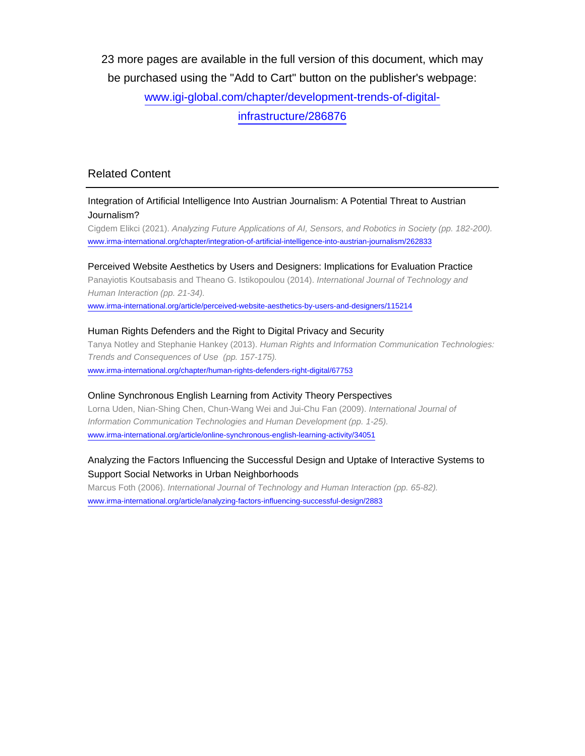23 more pages are available in the full version of this document, which may be purchased using the "Add to Cart" button on the publisher's webpage: www.igi-global.com/chapter/development-trends-of-digital-infrastructure/286876

## Related Content

Integration of Artificial Intelligence Into Austrian Journalism: A Potential Threat to Austrian Journalism?

Cigdem Elikci (2021). *Analyzing Future Applications of AI, Sensors, and Robotics in Society (pp. 182-200).*

www.irma-international.org/chapter/integration-of-artificial-intelligence-into-austrian-journalism/262833

Perceived Website Aesthetics by Users and Designers: Implications for Evaluation Practice

Panayiotis Koutsabasis and Theano G. Istikopoulou (2014). *International Journal of Technology and Human Interaction (pp. 21-34).*

www.irma-international.org/article/perceived-website-aesthetics-by-users-and-designers/115214

Human Rights Defenders and the Right to Digital Privacy and Security

Tanya Notley and Stephanie Hankey (2013). *Human Rights and Information Communication Technologies: Trends and Consequences of Use (pp. 157-175).*

www.irma-international.org/chapter/human-rights-defenders-right-digital/67753

Online Synchronous English Learning from Activity Theory Perspectives

Lorna Uden, Nian-Shing Chen, Chun-Wang Wei and Jui-Chu Fan (2009). *International Journal of Information Communication Technologies and Human Development (pp. 1-25).*

www.irma-international.org/article/online-synchronous-english-learning-activity/34051

Analyzing the Factors Influencing the Successful Design and Uptake of Interactive Systems to Support Social Networks in Urban Neighborhoods

Marcus Foth (2006). *International Journal of Technology and Human Interaction (pp. 65-82).*

www.irma-international.org/article/analyzing-factors-influencing-successful-design/2883